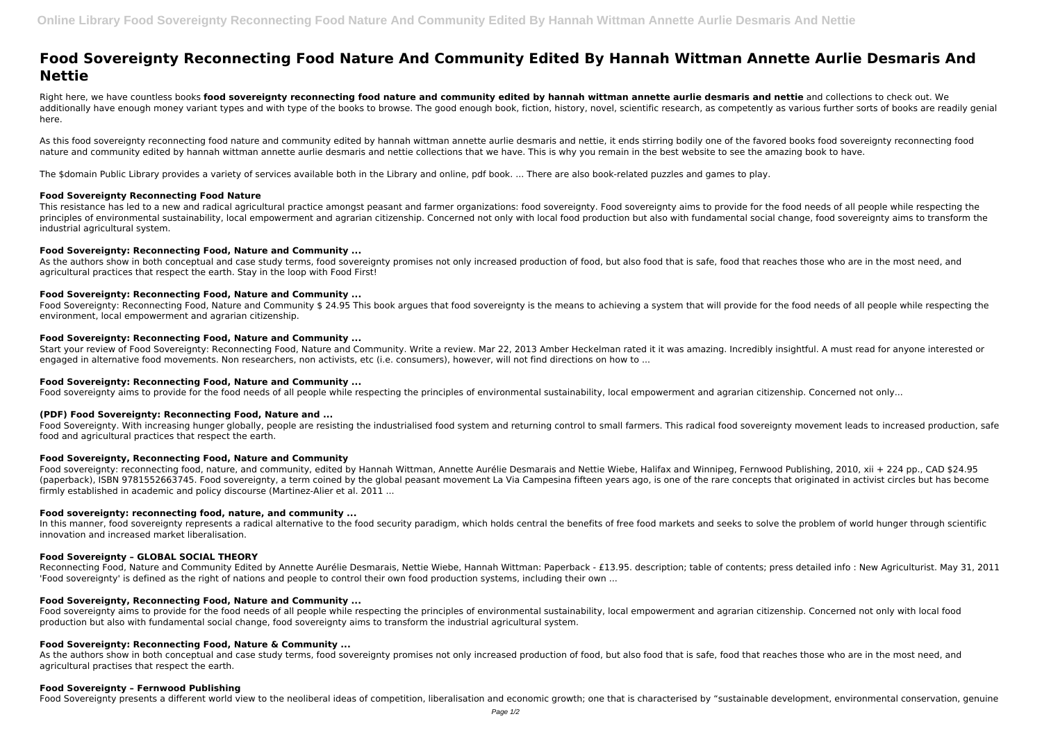# Food Sovereignty Reconnecting Food Nature And Community Edited By Hannah Wittman Annette Aurlie Desmaris And Nettie

Right here, we have countless books **food sovereignty reconnecting food nature and community edited by hannah wittman annette aurlie desmaris and nettie** and collections to check out. We additionally have enough money variant types and with type of the books to browse. The good enough book, fiction, history, novel, scientific research, as competently as various further sorts of books are readily genial here.

As this food sovereignty reconnecting food nature and community edited by hannah wittman annette aurlie desmaris and nettie, it ends stirring bodily one of the favored books food sovereignty reconnecting food nature and community edited by hannah wittman annette aurlie desmaris and nettie collections that we have. This is why you remain in the best website to see the amazing book to have.

The $domain Public Library provides a variety of services available both in the Library and online, pdf book. ... There are also book-related puzzles and games to play.

### Food Sovereignty Reconnecting Food Nature

This resistance has led to a new and radical agricultural practice amongst peasant and farmer organizations: food sovereignty. Food sovereignty aims to provide for the food needs of all people while respecting the principles of environmental sustainability, local empowerment and agrarian citizenship. Concerned not only with local food production but also with fundamental social change, food sovereignty aims to transform the industrial agricultural system.

### Food Sovereignty: Reconnecting Food, Nature and Community ...

As the authors show in both conceptual and case study terms, food sovereignty promises not only increased production of food, but also food that is safe, food that reaches those who are in the most need, and agricultural practices that respect the earth. Stay in the loop with Food First!

### Food Sovereignty: Reconnecting Food, Nature and Community ...

Food Sovereignty: Reconnecting Food, Nature and Community $ 24.95 This book argues that food sovereignty is the means to achieving a system that will provide for the food needs of all people while respecting the environment, local empowerment and agrarian citizenship.

### Food Sovereignty: Reconnecting Food, Nature and Community ...

Start your review of Food Sovereignty: Reconnecting Food, Nature and Community. Write a review. Mar 22, 2013 Amber Heckelman rated it it was amazing. Incredibly insightful. A must read for anyone interested or engaged in alternative food movements. Non researchers, non activists, etc (i.e. consumers), however, will not find directions on how to ...

### Food Sovereignty: Reconnecting Food, Nature and Community ...

Food sovereignty aims to provide for the food needs of all people while respecting the principles of environmental sustainability, local empowerment and agrarian citizenship. Concerned not only...

### (PDF) Food Sovereignty: Reconnecting Food, Nature and ...

Food Sovereignty. With increasing hunger globally, people are resisting the industrialised food system and returning control to small farmers. This radical food sovereignty movement leads to increased production, safe food and agricultural practices that respect the earth.

### Food Sovereignty, Reconnecting Food, Nature and Community

Food sovereignty: reconnecting food, nature, and community, edited by Hannah Wittman, Annette Aurélie Desmarais and Nettie Wiebe, Halifax and Winnipeg, Fernwood Publishing, 2010, xii + 224 pp., CAD $24.95 (paperback), ISBN 9781552663745. Food sovereignty, a term coined by the global peasant movement La Via Campesina fifteen years ago, is one of the rare concepts that originated in activist circles but has become firmly established in academic and policy discourse (Martinez-Alier et al. 2011 ...

### Food sovereignty: reconnecting food, nature, and community ...

In this manner, food sovereignty represents a radical alternative to the food security paradigm, which holds central the benefits of free food markets and seeks to solve the problem of world hunger through scientific innovation and increased market liberalisation.

### Food Sovereignty – GLOBAL SOCIAL THEORY

Reconnecting Food, Nature and Community Edited by Annette Aurélie Desmarais, Nettie Wiebe, Hannah Wittman: Paperback - £13.95. description; table of contents; press detailed info : New Agriculturist. May 31, 2011 'Food sovereignty' is defined as the right of nations and people to control their own food production systems, including their own ...

### Food Sovereignty, Reconnecting Food, Nature and Community ...

Food sovereignty aims to provide for the food needs of all people while respecting the principles of environmental sustainability, local empowerment and agrarian citizenship. Concerned not only with local food production but also with fundamental social change, food sovereignty aims to transform the industrial agricultural system.

### Food Sovereignty: Reconnecting Food, Nature & Community ...

As the authors show in both conceptual and case study terms, food sovereignty promises not only increased production of food, but also food that is safe, food that reaches those who are in the most need, and agricultural practises that respect the earth.

### Food Sovereignty – Fernwood Publishing

Food Sovereignty presents a different world view to the neoliberal ideas of competition, liberalisation and economic growth; one that is characterised by "sustainable development, environmental conservation, genuine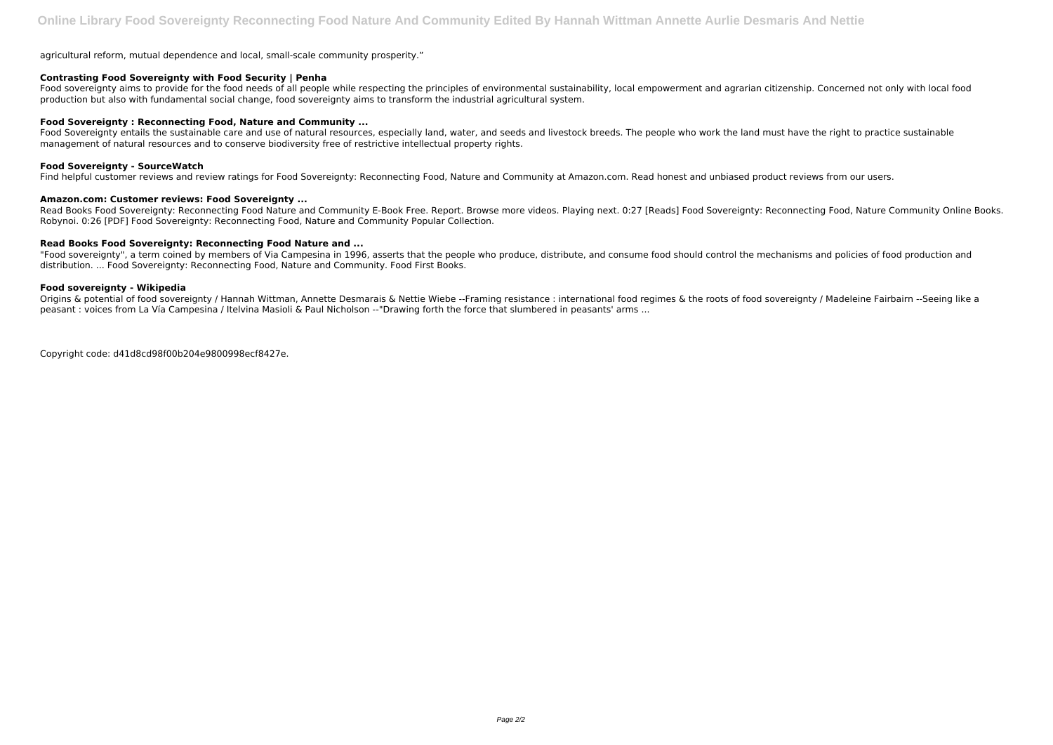agricultural reform, mutual dependence and local, small-scale community prosperity."

### Contrasting Food Sovereignty with Food Security | Penha

Food sovereignty aims to provide for the food needs of all people while respecting the principles of environmental sustainability, local empowerment and agrarian citizenship. Concerned not only with local food production but also with fundamental social change, food sovereignty aims to transform the industrial agricultural system.

### Food Sovereignty : Reconnecting Food, Nature and Community ...

Food Sovereignty entails the sustainable care and use of natural resources, especially land, water, and seeds and livestock breeds. The people who work the land must have the right to practice sustainable management of natural resources and to conserve biodiversity free of restrictive intellectual property rights.

### Food Sovereignty - SourceWatch

Find helpful customer reviews and review ratings for Food Sovereignty: Reconnecting Food, Nature and Community at Amazon.com. Read honest and unbiased product reviews from our users.

### Amazon.com: Customer reviews: Food Sovereignty ...

Read Books Food Sovereignty: Reconnecting Food Nature and Community E-Book Free. Report. Browse more videos. Playing next. 0:27 [Reads] Food Sovereignty: Reconnecting Food, Nature Community Online Books. Robynoi. 0:26 [PDF] Food Sovereignty: Reconnecting Food, Nature and Community Popular Collection.

### Read Books Food Sovereignty: Reconnecting Food Nature and ...

"Food sovereignty", a term coined by members of Via Campesina in 1996, asserts that the people who produce, distribute, and consume food should control the mechanisms and policies of food production and distribution. ... Food Sovereignty: Reconnecting Food, Nature and Community. Food First Books.

### Food sovereignty - Wikipedia

Origins & potential of food sovereignty / Hannah Wittman, Annette Desmarais & Nettie Wiebe --Framing resistance : international food regimes & the roots of food sovereignty / Madeleine Fairbairn --Seeing like a peasant : voices from La Vía Campesina / Itelvina Masioli & Paul Nicholson --"Drawing forth the force that slumbered in peasants' arms ...

Copyright code: d41d8cd98f00b204e9800998ecf8427e.